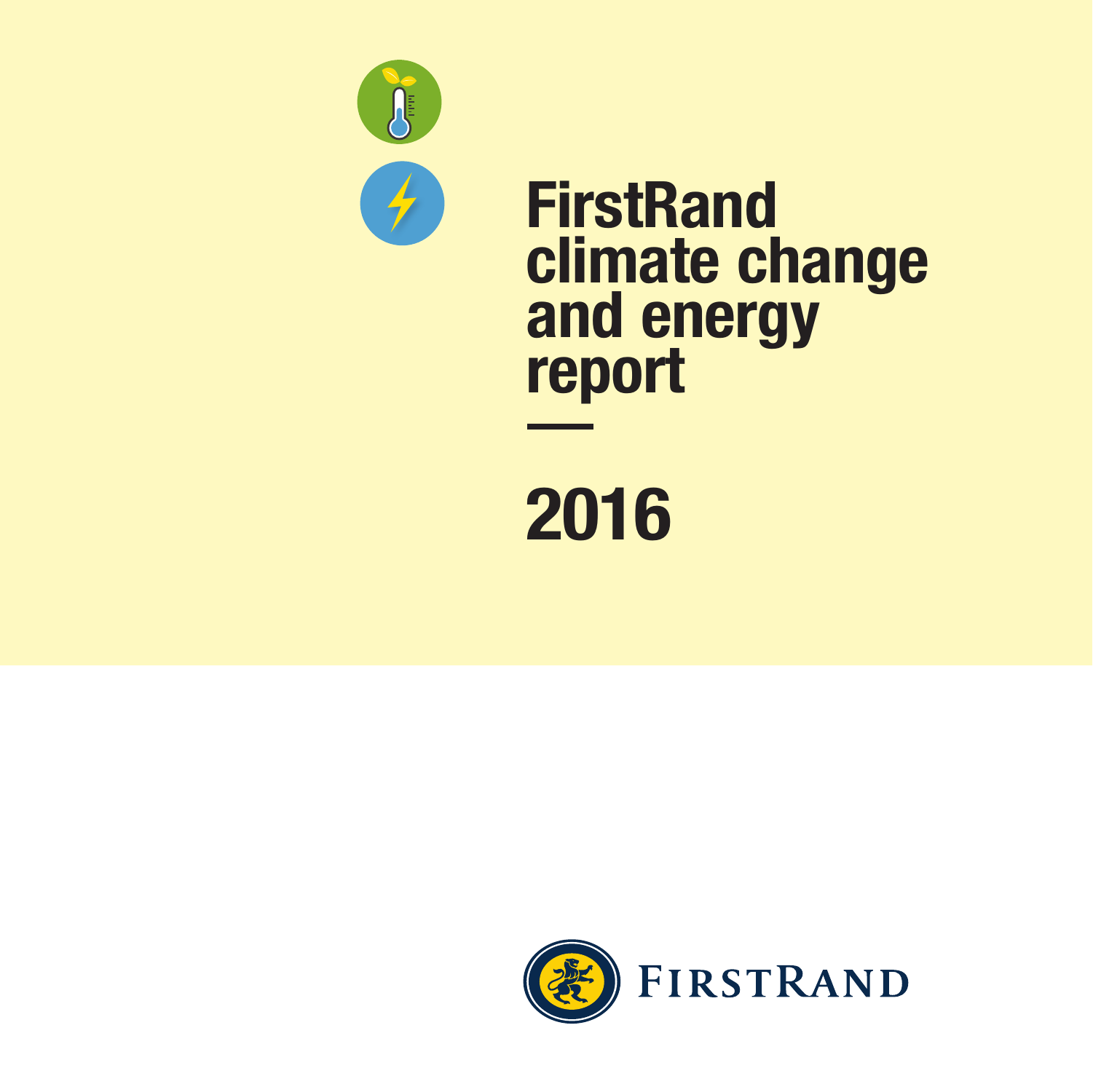# FirstRand climate change and energy report

# 2016

FIRSTRAND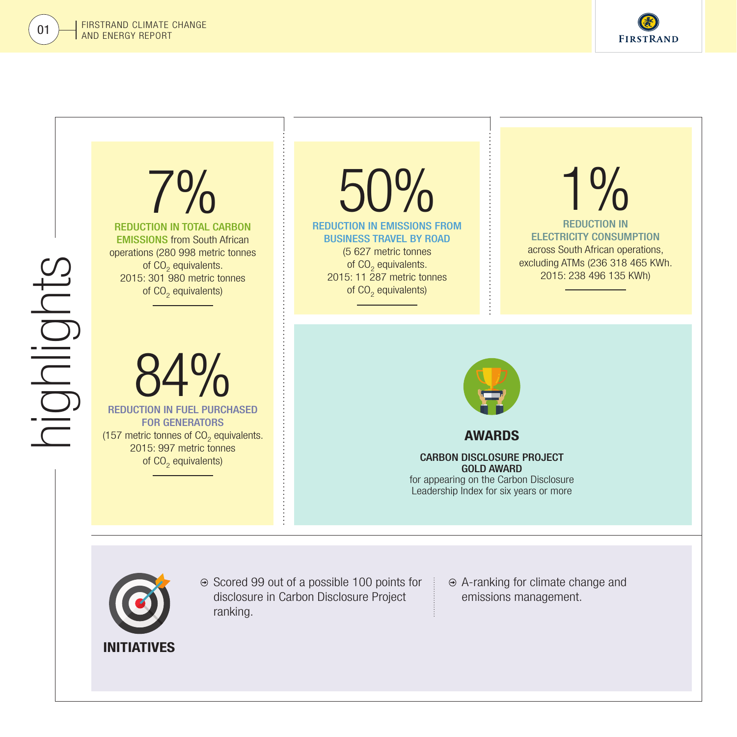# highlights

## 7%

**REDUCTION IN TOTAL CARBON EMISSIONS** from South African operations (280 998 metric tonnes of $CO_2$ equivalents. 2015: 301 980 metric tonnes of $CO_2$ equivalents)

## 50%

**REDUCTION IN EMISSIONS FROM BUSINESS TRAVEL BY ROAD**
(5 627 metric tonnes of $CO_2$ equivalents. 2015: 11 287 metric tonnes of $CO_2$ equivalents)

## 1%

**REDUCTION IN ELECTRICITY CONSUMPTION**
across South African operations, excluding ATMs (236 318 465 KWh. 2015: 238 496 135 KWh)

## 84%

**REDUCTION IN FUEL PURCHASED FOR GENERATORS**
(157 metric tonnes of $CO_2$ equivalents. 2015: 997 metric tonnes of $CO_2$ equivalents)

## AWARDS

**CARBON DISCLOSURE PROJECT GOLD AWARD**
for appearing on the Carbon Disclosure Leadership Index for six years or more

## INITIATIVES

- Scored 99 out of a possible 100 points for disclosure in Carbon Disclosure Project ranking.
- A-ranking for climate change and emissions management.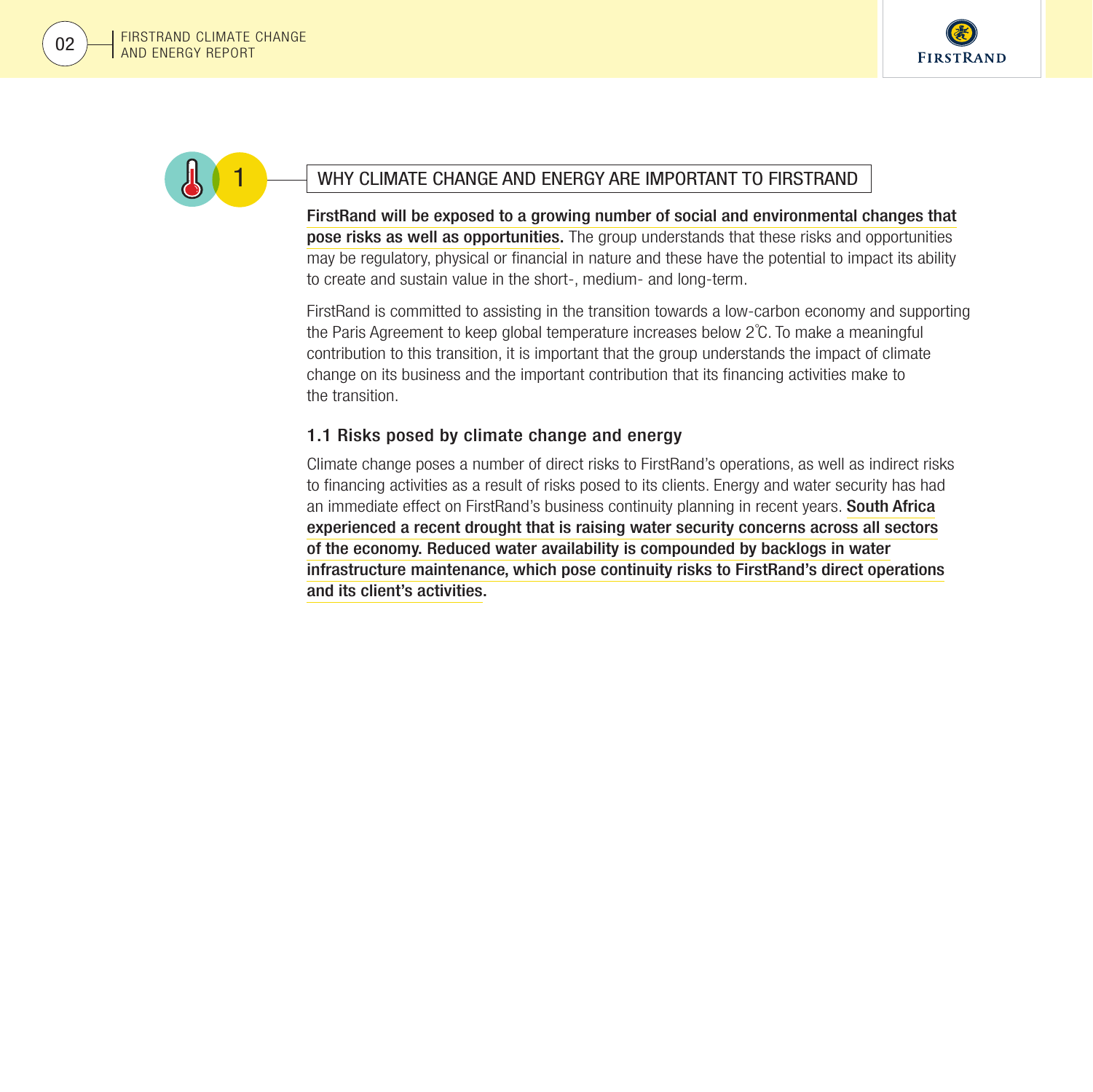## 1 WHY CLIMATE CHANGE AND ENERGY ARE IMPORTANT TO FIRSTRAND

**FirstRand will be exposed to a growing number of social and environmental changes that pose risks as well as opportunities.** The group understands that these risks and opportunities may be regulatory, physical or financial in nature and these have the potential to impact its ability to create and sustain value in the short-, medium- and long-term.

FirstRand is committed to assisting in the transition towards a low-carbon economy and supporting the Paris Agreement to keep global temperature increases below 2˚C. To make a meaningful contribution to this transition, it is important that the group understands the impact of climate change on its business and the important contribution that its financing activities make to the transition.

### 1.1 Risks posed by climate change and energy

Climate change poses a number of direct risks to FirstRand's operations, as well as indirect risks to financing activities as a result of risks posed to its clients. Energy and water security has had an immediate effect on FirstRand's business continuity planning in recent years. **South Africa experienced a recent drought that is raising water security concerns across all sectors of the economy. Reduced water availability is compounded by backlogs in water infrastructure maintenance, which pose continuity risks to FirstRand's direct operations and its client's activities.**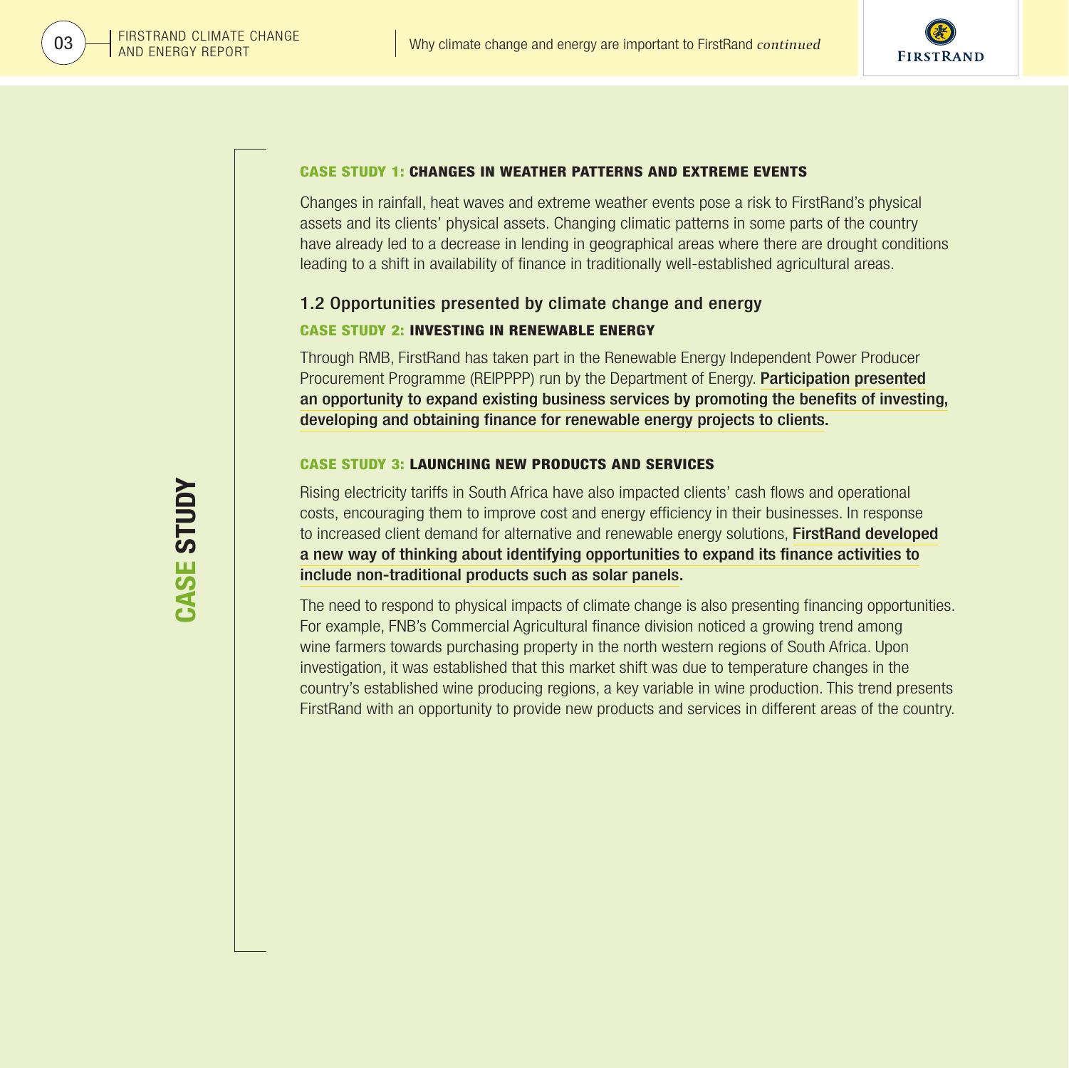CASE STUDY

### CASE STUDY 1: CHANGES IN WEATHER PATTERNS AND EXTREME EVENTS

Changes in rainfall, heat waves and extreme weather events pose a risk to FirstRand's physical assets and its clients' physical assets. Changing climatic patterns in some parts of the country have already led to a decrease in lending in geographical areas where there are drought conditions leading to a shift in availability of finance in traditionally well-established agricultural areas.

## 1.2 Opportunities presented by climate change and energy

### CASE STUDY 2: INVESTING IN RENEWABLE ENERGY

Through RMB, FirstRand has taken part in the Renewable Energy Independent Power Producer Procurement Programme (REIPPPP) run by the Department of Energy. **Participation presented an opportunity to expand existing business services by promoting the benefits of investing, developing and obtaining finance for renewable energy projects to clients.**

### CASE STUDY 3: LAUNCHING NEW PRODUCTS AND SERVICES

Rising electricity tariffs in South Africa have also impacted clients' cash flows and operational costs, encouraging them to improve cost and energy efficiency in their businesses. In response to increased client demand for alternative and renewable energy solutions, **FirstRand developed a new way of thinking about identifying opportunities to expand its finance activities to include non-traditional products such as solar panels.**

The need to respond to physical impacts of climate change is also presenting financing opportunities. For example, FNB's Commercial Agricultural finance division noticed a growing trend among wine farmers towards purchasing property in the north western regions of South Africa. Upon investigation, it was established that this market shift was due to temperature changes in the country's established wine producing regions, a key variable in wine production. This trend presents FirstRand with an opportunity to provide new products and services in different areas of the country.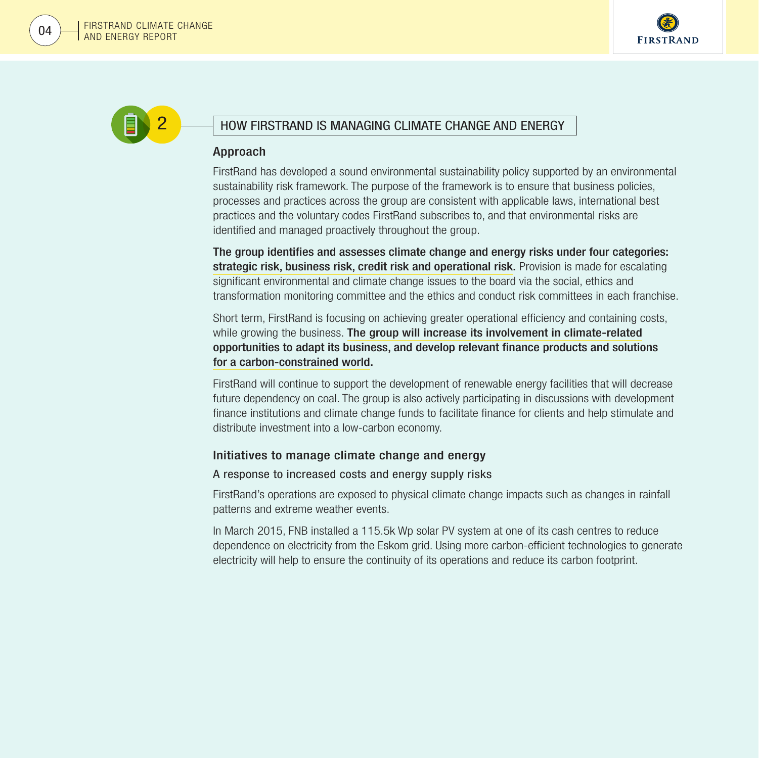## 2 HOW FIRSTRAND IS MANAGING CLIMATE CHANGE AND ENERGY

### Approach

FirstRand has developed a sound environmental sustainability policy supported by an environmental sustainability risk framework. The purpose of the framework is to ensure that business policies, processes and practices across the group are consistent with applicable laws, international best practices and the voluntary codes FirstRand subscribes to, and that environmental risks are identified and managed proactively throughout the group.

**The group identifies and assesses climate change and energy risks under four categories: strategic risk, business risk, credit risk and operational risk.** Provision is made for escalating significant environmental and climate change issues to the board via the social, ethics and transformation monitoring committee and the ethics and conduct risk committees in each franchise.

Short term, FirstRand is focusing on achieving greater operational efficiency and containing costs, while growing the business. **The group will increase its involvement in climate-related opportunities to adapt its business, and develop relevant finance products and solutions for a carbon-constrained world.**

FirstRand will continue to support the development of renewable energy facilities that will decrease future dependency on coal. The group is also actively participating in discussions with development finance institutions and climate change funds to facilitate finance for clients and help stimulate and distribute investment into a low-carbon economy.

### Initiatives to manage climate change and energy

#### A response to increased costs and energy supply risks

FirstRand's operations are exposed to physical climate change impacts such as changes in rainfall patterns and extreme weather events.

In March 2015, FNB installed a 115.5k Wp solar PV system at one of its cash centres to reduce dependence on electricity from the Eskom grid. Using more carbon-efficient technologies to generate electricity will help to ensure the continuity of its operations and reduce its carbon footprint.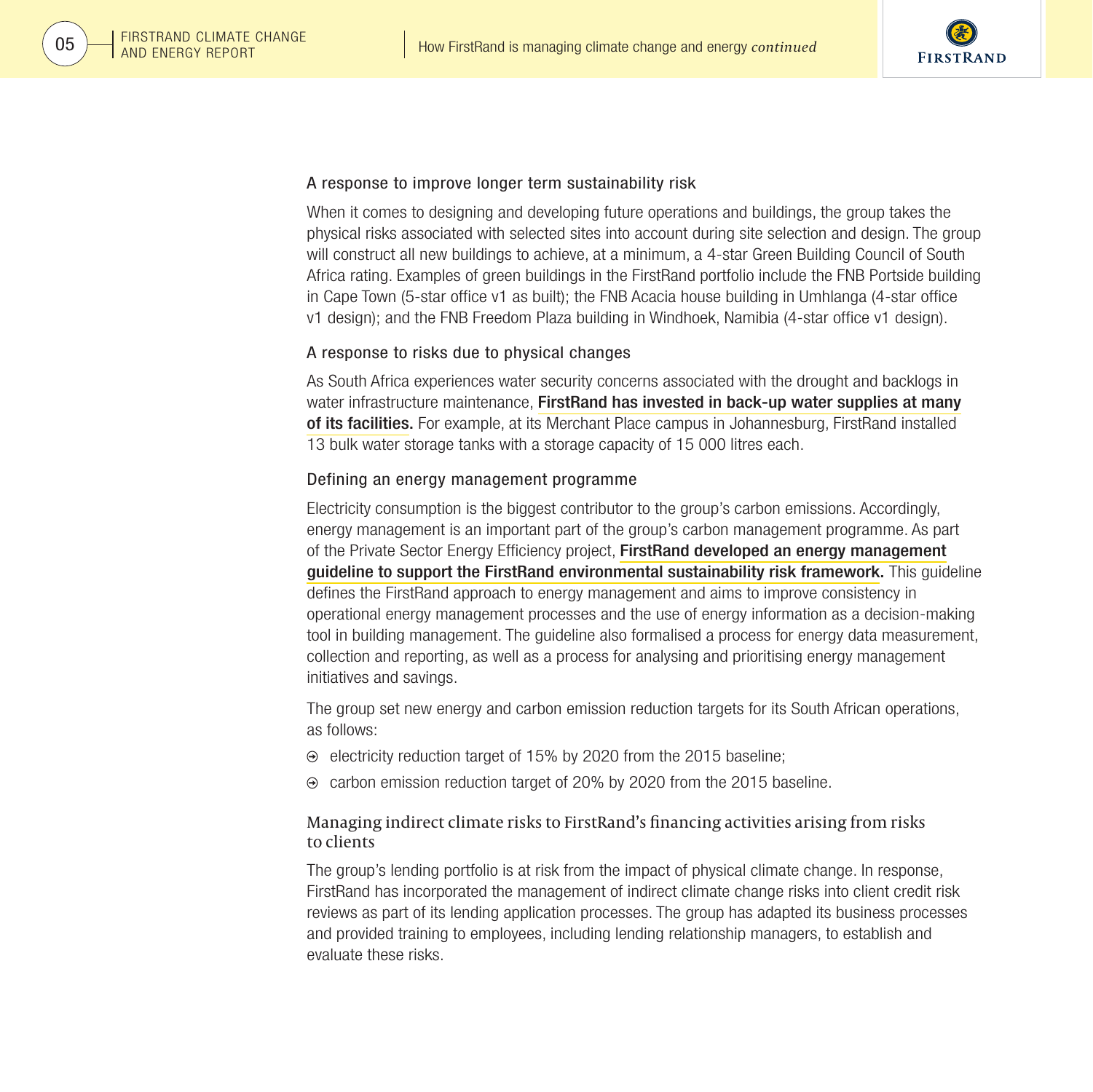### A response to improve longer term sustainability risk

When it comes to designing and developing future operations and buildings, the group takes the physical risks associated with selected sites into account during site selection and design. The group will construct all new buildings to achieve, at a minimum, a 4-star Green Building Council of South Africa rating. Examples of green buildings in the FirstRand portfolio include the FNB Portside building in Cape Town (5-star office v1 as built); the FNB Acacia house building in Umhlanga (4-star office v1 design); and the FNB Freedom Plaza building in Windhoek, Namibia (4-star office v1 design).

### A response to risks due to physical changes

As South Africa experiences water security concerns associated with the drought and backlogs in water infrastructure maintenance, **FirstRand has invested in back-up water supplies at many of its facilities.** For example, at its Merchant Place campus in Johannesburg, FirstRand installed 13 bulk water storage tanks with a storage capacity of 15 000 litres each.

### Defining an energy management programme

Electricity consumption is the biggest contributor to the group's carbon emissions. Accordingly, energy management is an important part of the group's carbon management programme. As part of the Private Sector Energy Efficiency project, **FirstRand developed an energy management guideline to support the FirstRand environmental sustainability risk framework.** This guideline defines the FirstRand approach to energy management and aims to improve consistency in operational energy management processes and the use of energy information as a decision-making tool in building management. The guideline also formalised a process for energy data measurement, collection and reporting, as well as a process for analysing and prioritising energy management initiatives and savings.

The group set new energy and carbon emission reduction targets for its South African operations, as follows:

- electricity reduction target of 15% by 2020 from the 2015 baseline;
- carbon emission reduction target of 20% by 2020 from the 2015 baseline.

## Managing indirect climate risks to FirstRand's financing activities arising from risks to clients

The group's lending portfolio is at risk from the impact of physical climate change. In response, FirstRand has incorporated the management of indirect climate change risks into client credit risk reviews as part of its lending application processes. The group has adapted its business processes and provided training to employees, including lending relationship managers, to establish and evaluate these risks.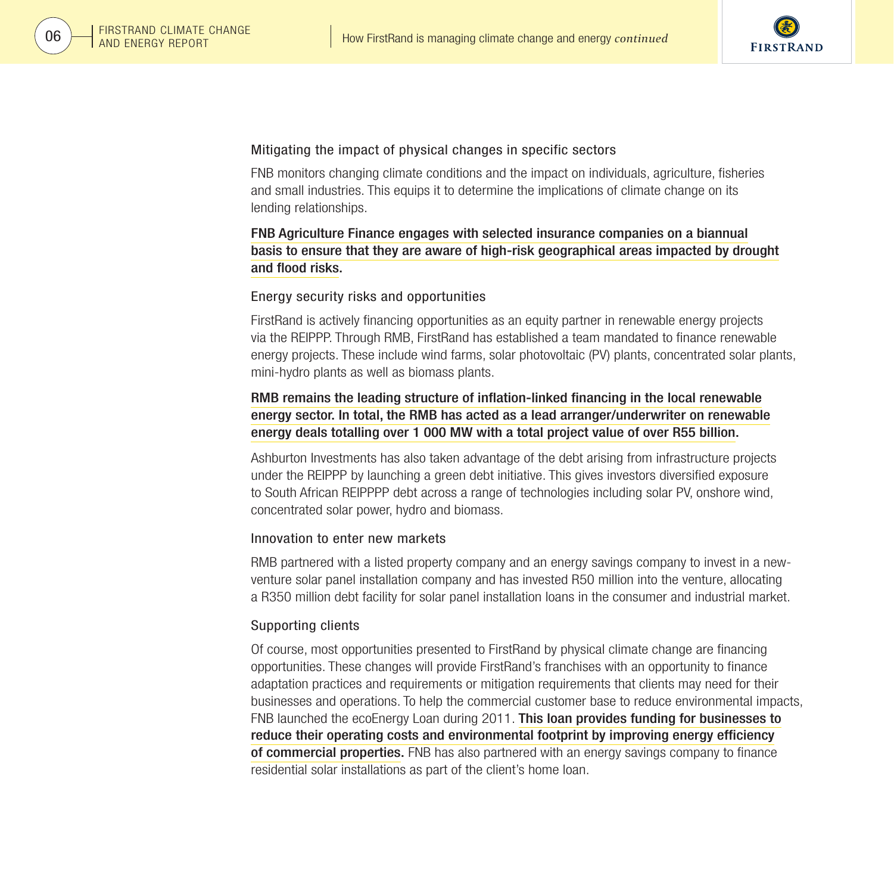### Mitigating the impact of physical changes in specific sectors

FNB monitors changing climate conditions and the impact on individuals, agriculture, fisheries and small industries. This equips it to determine the implications of climate change on its lending relationships.

**FNB Agriculture Finance engages with selected insurance companies on a biannual basis to ensure that they are aware of high-risk geographical areas impacted by drought and flood risks.**

### Energy security risks and opportunities

FirstRand is actively financing opportunities as an equity partner in renewable energy projects via the REIPPP. Through RMB, FirstRand has established a team mandated to finance renewable energy projects. These include wind farms, solar photovoltaic (PV) plants, concentrated solar plants, mini-hydro plants as well as biomass plants.

**RMB remains the leading structure of inflation-linked financing in the local renewable energy sector. In total, the RMB has acted as a lead arranger/underwriter on renewable energy deals totalling over 1 000 MW with a total project value of over R55 billion.**

Ashburton Investments has also taken advantage of the debt arising from infrastructure projects under the REIPPP by launching a green debt initiative. This gives investors diversified exposure to South African REIPPPP debt across a range of technologies including solar PV, onshore wind, concentrated solar power, hydro and biomass.

### Innovation to enter new markets

RMB partnered with a listed property company and an energy savings company to invest in a new-venture solar panel installation company and has invested R50 million into the venture, allocating a R350 million debt facility for solar panel installation loans in the consumer and industrial market.

### Supporting clients

Of course, most opportunities presented to FirstRand by physical climate change are financing opportunities. These changes will provide FirstRand's franchises with an opportunity to finance adaptation practices and requirements or mitigation requirements that clients may need for their businesses and operations. To help the commercial customer base to reduce environmental impacts, FNB launched the ecoEnergy Loan during 2011. **This loan provides funding for businesses to reduce their operating costs and environmental footprint by improving energy efficiency of commercial properties.** FNB has also partnered with an energy savings company to finance residential solar installations as part of the client's home loan.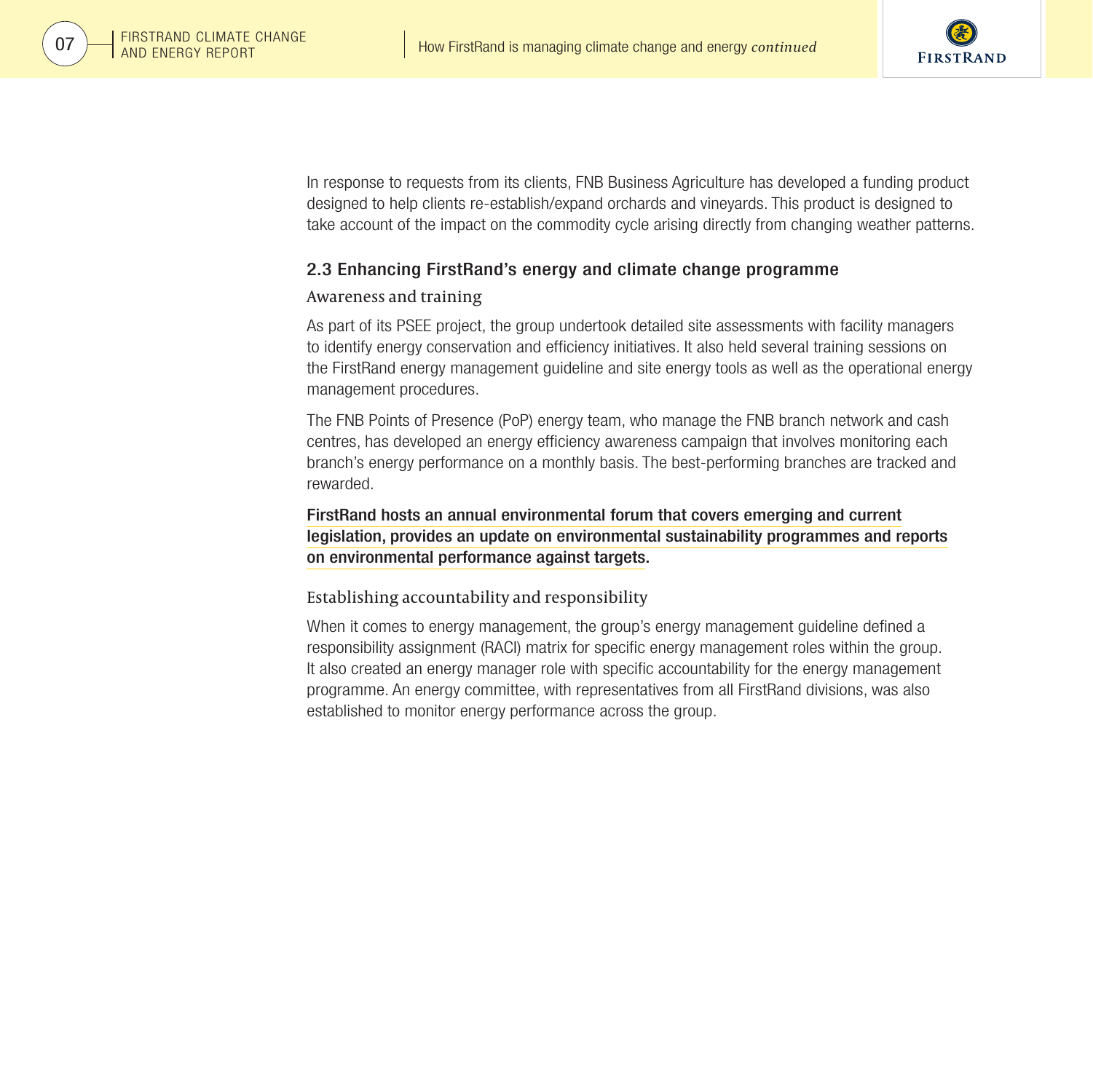In response to requests from its clients, FNB Business Agriculture has developed a funding product designed to help clients re-establish/expand orchards and vineyards. This product is designed to take account of the impact on the commodity cycle arising directly from changing weather patterns.

## 2.3 Enhancing FirstRand's energy and climate change programme

### Awareness and training

As part of its PSEE project, the group undertook detailed site assessments with facility managers to identify energy conservation and efficiency initiatives. It also held several training sessions on the FirstRand energy management guideline and site energy tools as well as the operational energy management procedures.

The FNB Points of Presence (PoP) energy team, who manage the FNB branch network and cash centres, has developed an energy efficiency awareness campaign that involves monitoring each branch's energy performance on a monthly basis. The best-performing branches are tracked and rewarded.

**FirstRand hosts an annual environmental forum that covers emerging and current legislation, provides an update on environmental sustainability programmes and reports on environmental performance against targets.**

### Establishing accountability and responsibility

When it comes to energy management, the group's energy management guideline defined a responsibility assignment (RACI) matrix for specific energy management roles within the group. It also created an energy manager role with specific accountability for the energy management programme. An energy committee, with representatives from all FirstRand divisions, was also established to monitor energy performance across the group.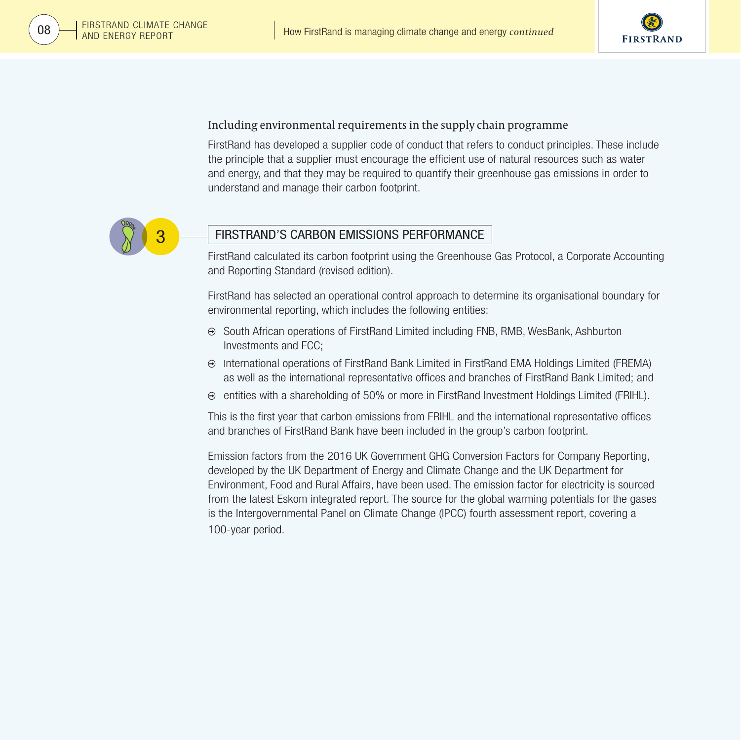### Including environmental requirements in the supply chain programme

FirstRand has developed a supplier code of conduct that refers to conduct principles. These include the principle that a supplier must encourage the efficient use of natural resources such as water and energy, and that they may be required to quantify their greenhouse gas emissions in order to understand and manage their carbon footprint.

## 3 FIRSTRAND'S CARBON EMISSIONS PERFORMANCE

FirstRand calculated its carbon footprint using the Greenhouse Gas Protocol, a Corporate Accounting and Reporting Standard (revised edition).

FirstRand has selected an operational control approach to determine its organisational boundary for environmental reporting, which includes the following entities:

- South African operations of FirstRand Limited including FNB, RMB, WesBank, Ashburton Investments and FCC;
- International operations of FirstRand Bank Limited in FirstRand EMA Holdings Limited (FREMA) as well as the international representative offices and branches of FirstRand Bank Limited; and
- entities with a shareholding of 50% or more in FirstRand Investment Holdings Limited (FRIHL).

This is the first year that carbon emissions from FRIHL and the international representative offices and branches of FirstRand Bank have been included in the group's carbon footprint.

Emission factors from the 2016 UK Government GHG Conversion Factors for Company Reporting, developed by the UK Department of Energy and Climate Change and the UK Department for Environment, Food and Rural Affairs, have been used. The emission factor for electricity is sourced from the latest Eskom integrated report. The source for the global warming potentials for the gases is the Intergovernmental Panel on Climate Change (IPCC) fourth assessment report, covering a 100-year period.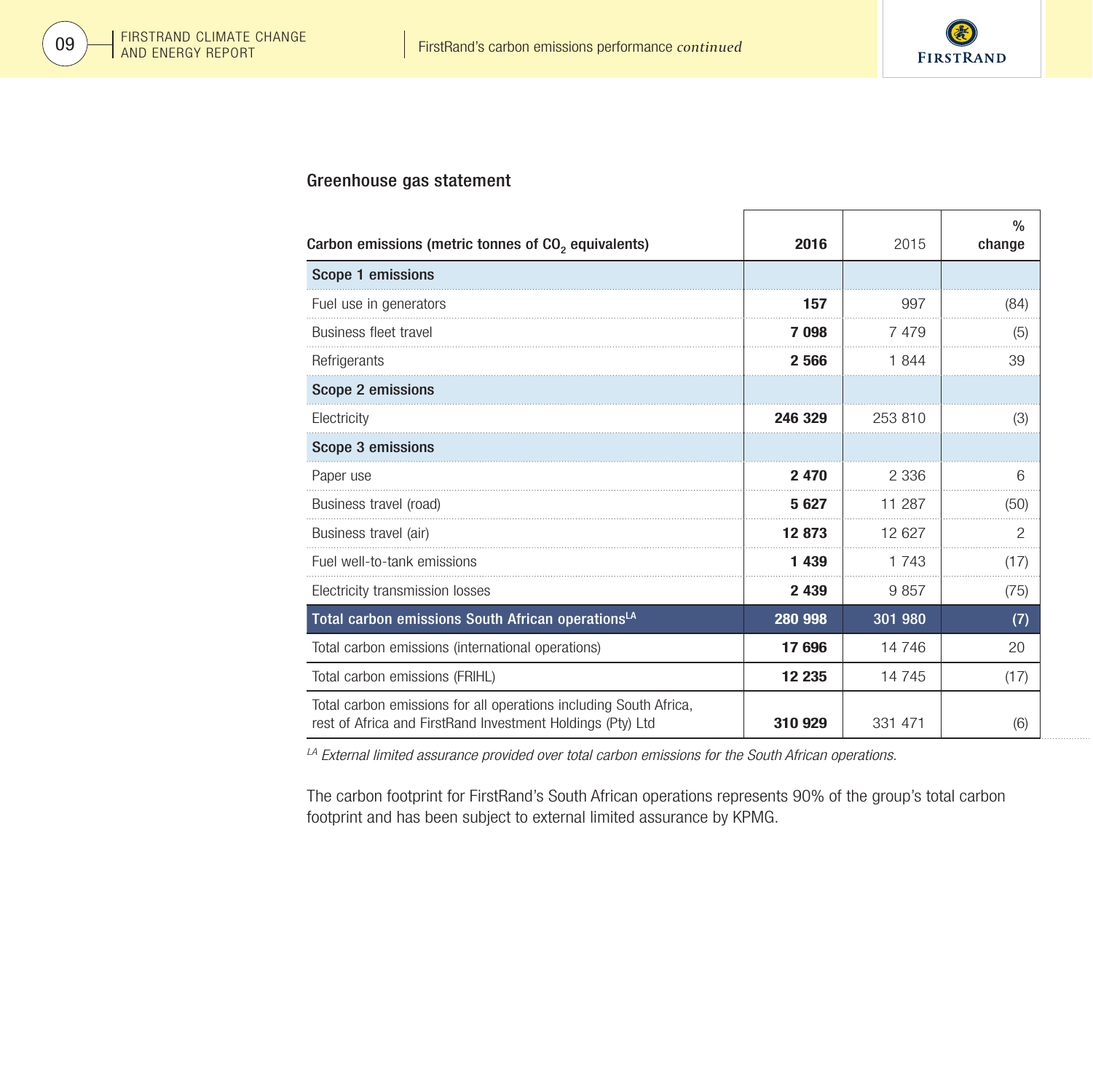## Greenhouse gas statement

| Carbon emissions (metric tonnes of $CO_2$ equivalents) | **2016** | 2015 | % change |
|---|---|---|---|
| **Scope 1 emissions** | | | |
| Fuel use in generators | **157** | 997 | (84) |
| Business fleet travel | **7 098** | 7 479 | (5) |
| Refrigerants | **2 566** | 1 844 | 39 |
| **Scope 2 emissions** | | | |
| Electricity | **246 329** | 253 810 | (3) |
| **Scope 3 emissions** | | | |
| Paper use | **2 470** | 2 336 | 6 |
| Business travel (road) | **5 627** | 11 287 | (50) |
| Business travel (air) | **12 873** | 12 627 | 2 |
| Fuel well-to-tank emissions | **1 439** | 1 743 | (17) |
| Electricity transmission losses | **2 439** | 9 857 | (75) |
| **Total carbon emissions South African operations[LA]** | **280 998** | **301 980** | **(7)** |
| Total carbon emissions (international operations) | **17 696** | 14 746 | 20 |
| Total carbon emissions (FRIHL) | **12 235** | 14 745 | (17) |
| Total carbon emissions for all operations including South Africa, rest of Africa and FirstRand Investment Holdings (Pty) Ltd | **310 929** | 331 471 | (6) |

[LA] *External limited assurance provided over total carbon emissions for the South African operations.*

The carbon footprint for FirstRand's South African operations represents 90% of the group's total carbon footprint and has been subject to external limited assurance by KPMG.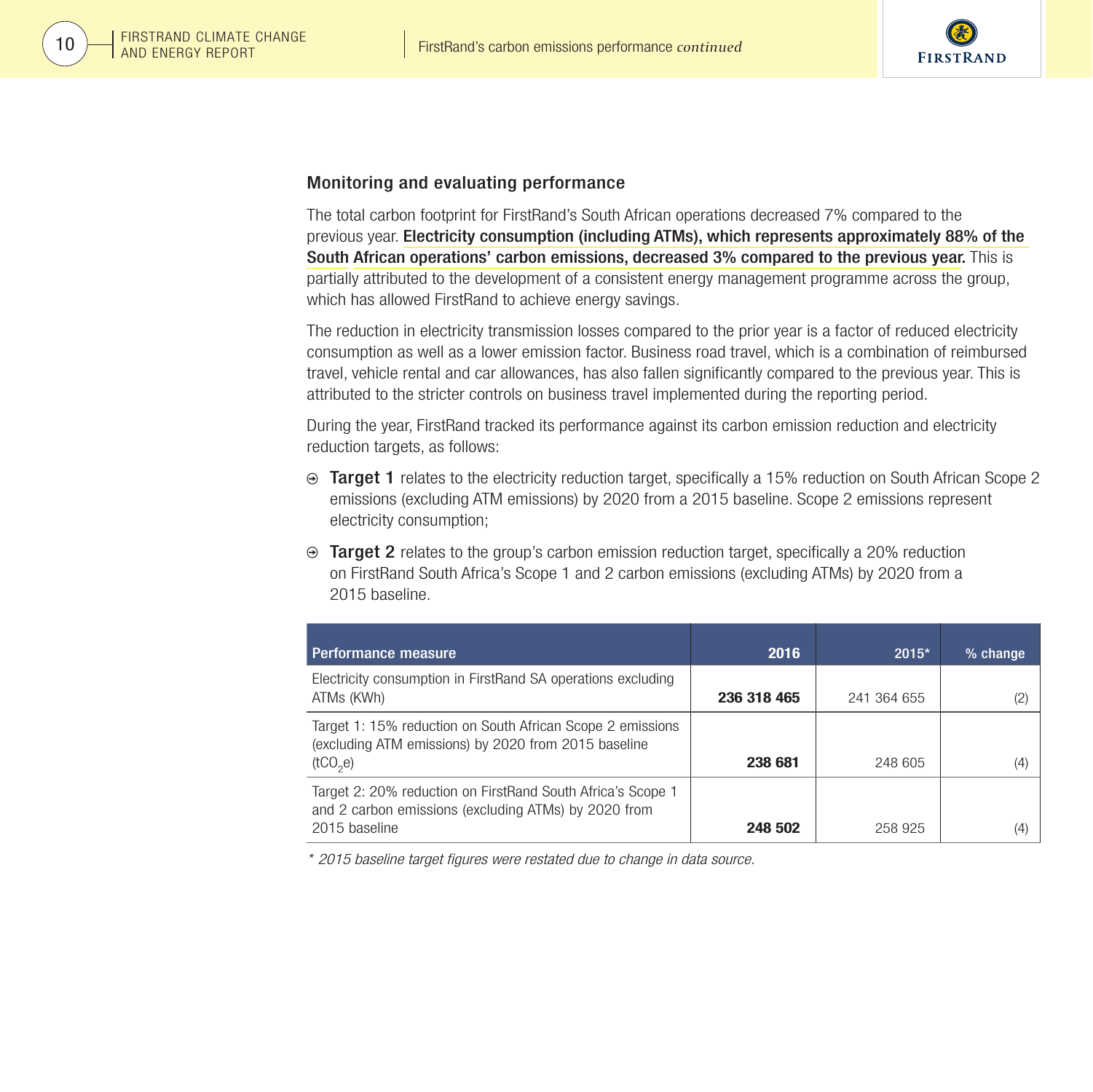## Monitoring and evaluating performance

The total carbon footprint for FirstRand's South African operations decreased 7% compared to the previous year. **Electricity consumption (including ATMs), which represents approximately 88% of the South African operations' carbon emissions, decreased 3% compared to the previous year.** This is partially attributed to the development of a consistent energy management programme across the group, which has allowed FirstRand to achieve energy savings.

The reduction in electricity transmission losses compared to the prior year is a factor of reduced electricity consumption as well as a lower emission factor. Business road travel, which is a combination of reimbursed travel, vehicle rental and car allowances, has also fallen significantly compared to the previous year. This is attributed to the stricter controls on business travel implemented during the reporting period.

During the year, FirstRand tracked its performance against its carbon emission reduction and electricity reduction targets, as follows:

- **Target 1** relates to the electricity reduction target, specifically a 15% reduction on South African Scope 2 emissions (excluding ATM emissions) by 2020 from a 2015 baseline. Scope 2 emissions represent electricity consumption;
- **Target 2** relates to the group's carbon emission reduction target, specifically a 20% reduction on FirstRand South Africa's Scope 1 and 2 carbon emissions (excluding ATMs) by 2020 from a 2015 baseline.

| Performance measure | 2016 | 2015* | % change |
|---|---|---|---|
| Electricity consumption in FirstRand SA operations excluding ATMs (KWh) | **236 318 465** | 241 364 655 | (2) |
| Target 1: 15% reduction on South African Scope 2 emissions (excluding ATM emissions) by 2020 from 2015 baseline ($tCO_2e$) | **238 681** | 248 605 | (4) |
| Target 2: 20% reduction on FirstRand South Africa's Scope 1 and 2 carbon emissions (excluding ATMs) by 2020 from 2015 baseline | **248 502** | 258 925 | (4) |

*\* 2015 baseline target figures were restated due to change in data source.*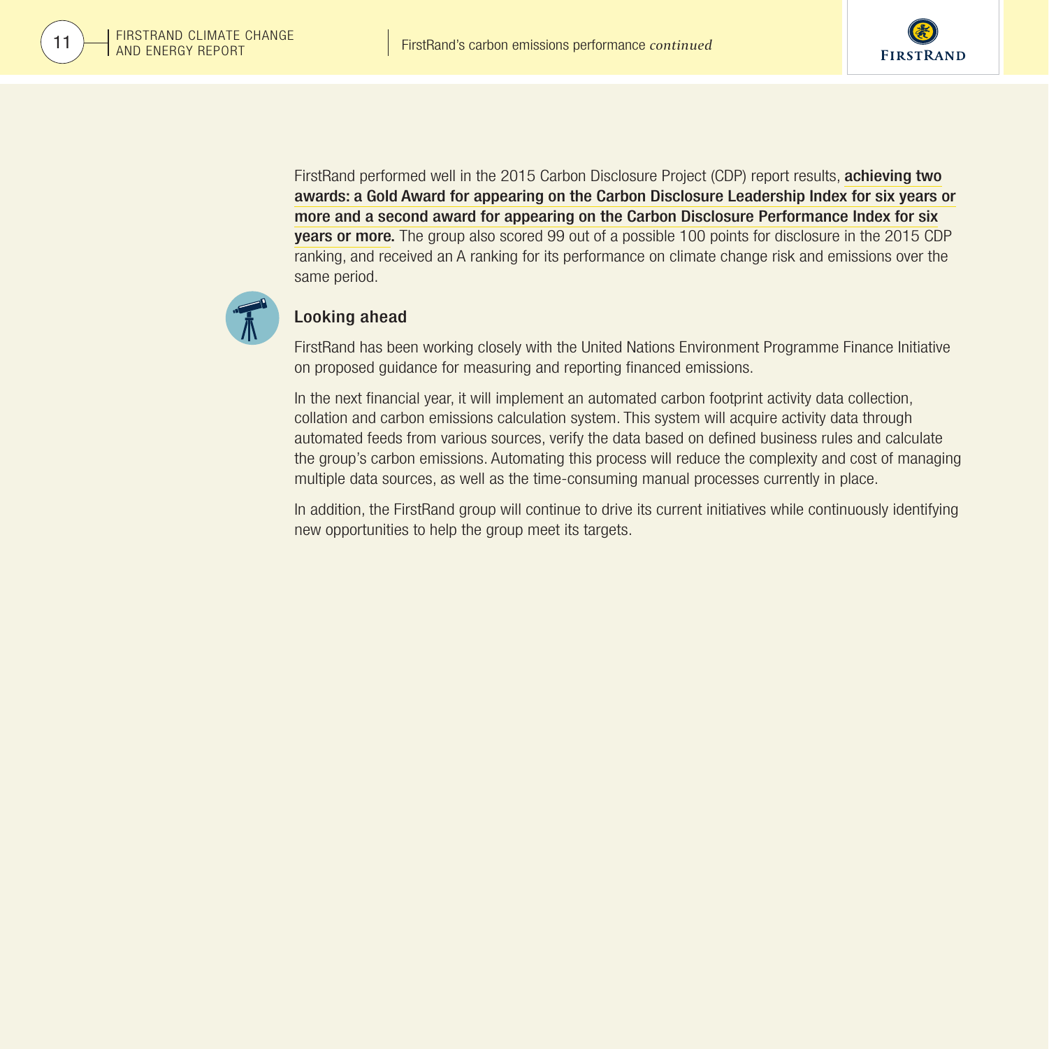FirstRand performed well in the 2015 Carbon Disclosure Project (CDP) report results, **achieving two awards: a Gold Award for appearing on the Carbon Disclosure Leadership Index for six years or more and a second award for appearing on the Carbon Disclosure Performance Index for six years or more.** The group also scored 99 out of a possible 100 points for disclosure in the 2015 CDP ranking, and received an A ranking for its performance on climate change risk and emissions over the same period.

## Looking ahead

FirstRand has been working closely with the United Nations Environment Programme Finance Initiative on proposed guidance for measuring and reporting financed emissions.

In the next financial year, it will implement an automated carbon footprint activity data collection, collation and carbon emissions calculation system. This system will acquire activity data through automated feeds from various sources, verify the data based on defined business rules and calculate the group's carbon emissions. Automating this process will reduce the complexity and cost of managing multiple data sources, as well as the time-consuming manual processes currently in place.

In addition, the FirstRand group will continue to drive its current initiatives while continuously identifying new opportunities to help the group meet its targets.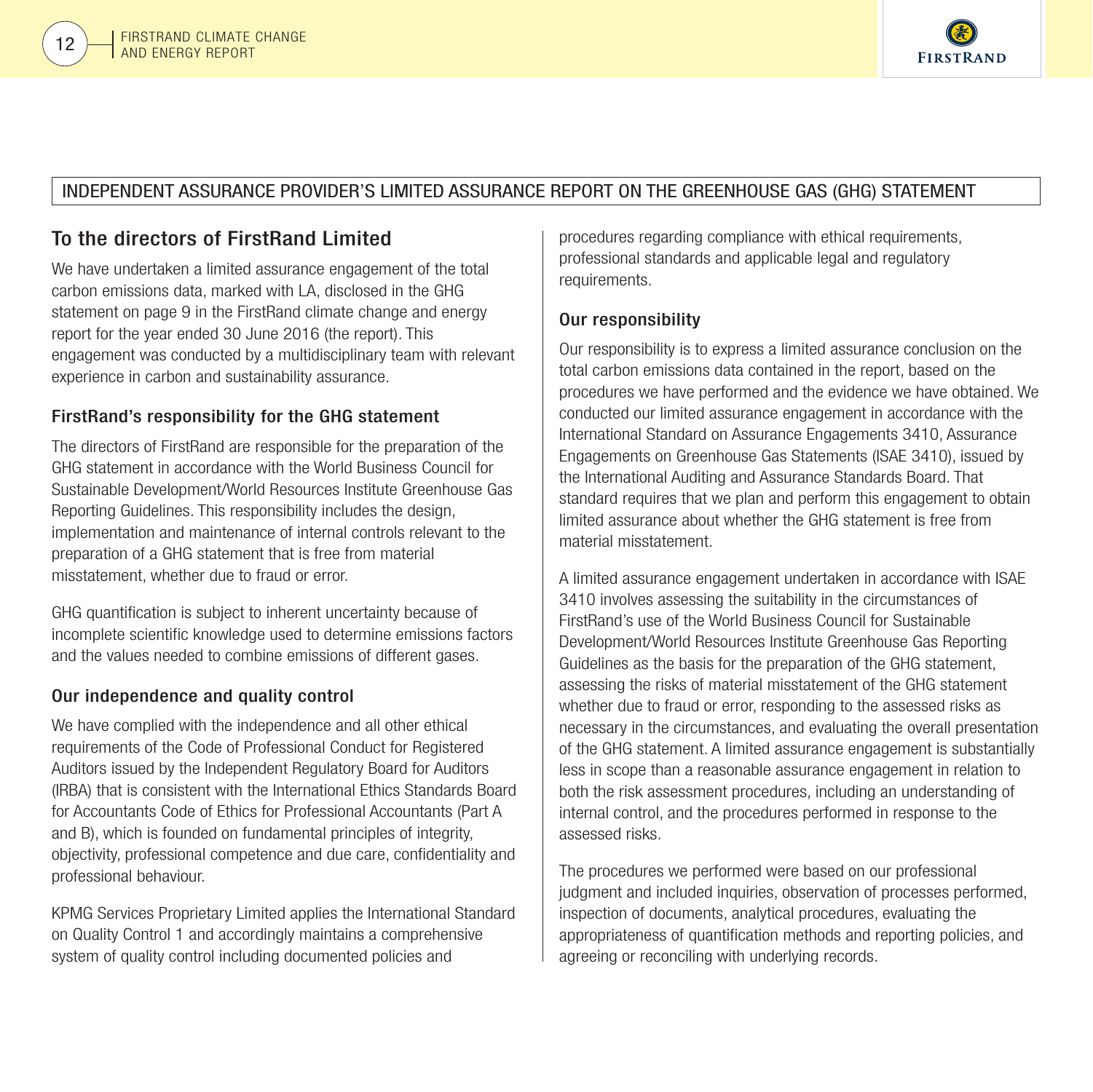INDEPENDENT ASSURANCE PROVIDER'S LIMITED ASSURANCE REPORT ON THE GREENHOUSE GAS (GHG) STATEMENT

## To the directors of FirstRand Limited

We have undertaken a limited assurance engagement of the total carbon emissions data, marked with LA, disclosed in the GHG statement on page 9 in the FirstRand climate change and energy report for the year ended 30 June 2016 (the report). This engagement was conducted by a multidisciplinary team with relevant experience in carbon and sustainability assurance.

### FirstRand's responsibility for the GHG statement

The directors of FirstRand are responsible for the preparation of the GHG statement in accordance with the World Business Council for Sustainable Development/World Resources Institute Greenhouse Gas Reporting Guidelines. This responsibility includes the design, implementation and maintenance of internal controls relevant to the preparation of a GHG statement that is free from material misstatement, whether due to fraud or error.

GHG quantification is subject to inherent uncertainty because of incomplete scientific knowledge used to determine emissions factors and the values needed to combine emissions of different gases.

### Our independence and quality control

We have complied with the independence and all other ethical requirements of the Code of Professional Conduct for Registered Auditors issued by the Independent Regulatory Board for Auditors (IRBA) that is consistent with the International Ethics Standards Board for Accountants Code of Ethics for Professional Accountants (Part A and B), which is founded on fundamental principles of integrity, objectivity, professional competence and due care, confidentiality and professional behaviour.

KPMG Services Proprietary Limited applies the International Standard on Quality Control 1 and accordingly maintains a comprehensive system of quality control including documented policies and procedures regarding compliance with ethical requirements, professional standards and applicable legal and regulatory requirements.

### Our responsibility

Our responsibility is to express a limited assurance conclusion on the total carbon emissions data contained in the report, based on the procedures we have performed and the evidence we have obtained. We conducted our limited assurance engagement in accordance with the International Standard on Assurance Engagements 3410, Assurance Engagements on Greenhouse Gas Statements (ISAE 3410), issued by the International Auditing and Assurance Standards Board. That standard requires that we plan and perform this engagement to obtain limited assurance about whether the GHG statement is free from material misstatement.

A limited assurance engagement undertaken in accordance with ISAE 3410 involves assessing the suitability in the circumstances of FirstRand's use of the World Business Council for Sustainable Development/World Resources Institute Greenhouse Gas Reporting Guidelines as the basis for the preparation of the GHG statement, assessing the risks of material misstatement of the GHG statement whether due to fraud or error, responding to the assessed risks as necessary in the circumstances, and evaluating the overall presentation of the GHG statement. A limited assurance engagement is substantially less in scope than a reasonable assurance engagement in relation to both the risk assessment procedures, including an understanding of internal control, and the procedures performed in response to the assessed risks.

The procedures we performed were based on our professional judgment and included inquiries, observation of processes performed, inspection of documents, analytical procedures, evaluating the appropriateness of quantification methods and reporting policies, and agreeing or reconciling with underlying records.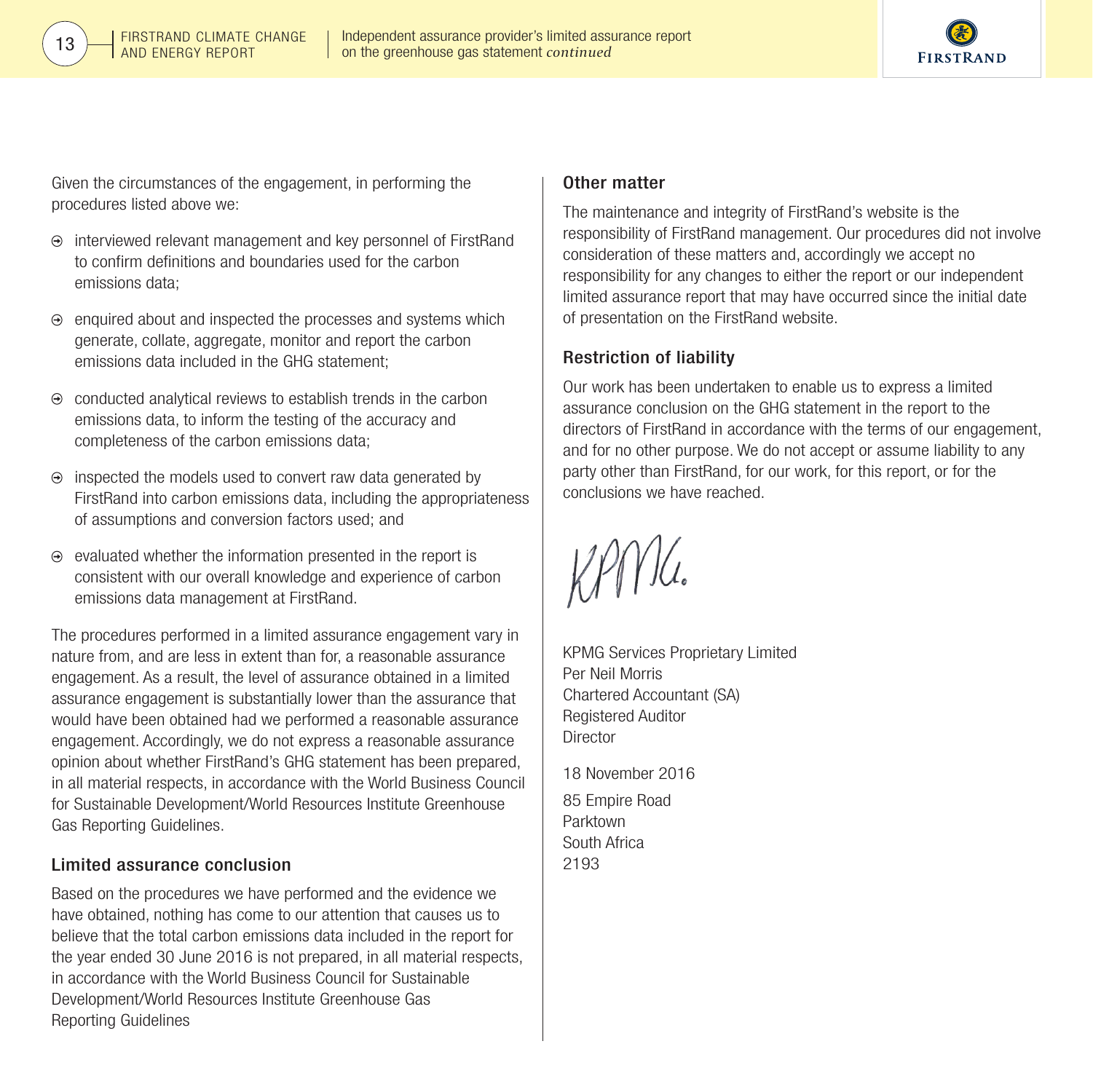Given the circumstances of the engagement, in performing the procedures listed above we:

- interviewed relevant management and key personnel of FirstRand to confirm definitions and boundaries used for the carbon emissions data;
- enquired about and inspected the processes and systems which generate, collate, aggregate, monitor and report the carbon emissions data included in the GHG statement;
- conducted analytical reviews to establish trends in the carbon emissions data, to inform the testing of the accuracy and completeness of the carbon emissions data;
- inspected the models used to convert raw data generated by FirstRand into carbon emissions data, including the appropriateness of assumptions and conversion factors used; and
- evaluated whether the information presented in the report is consistent with our overall knowledge and experience of carbon emissions data management at FirstRand.

The procedures performed in a limited assurance engagement vary in nature from, and are less in extent than for, a reasonable assurance engagement. As a result, the level of assurance obtained in a limited assurance engagement is substantially lower than the assurance that would have been obtained had we performed a reasonable assurance engagement. Accordingly, we do not express a reasonable assurance opinion about whether FirstRand's GHG statement has been prepared, in all material respects, in accordance with the World Business Council for Sustainable Development/World Resources Institute Greenhouse Gas Reporting Guidelines.

### Limited assurance conclusion

Based on the procedures we have performed and the evidence we have obtained, nothing has come to our attention that causes us to believe that the total carbon emissions data included in the report for the year ended 30 June 2016 is not prepared, in all material respects, in accordance with the World Business Council for Sustainable Development/World Resources Institute Greenhouse Gas Reporting Guidelines

### Other matter

The maintenance and integrity of FirstRand's website is the responsibility of FirstRand management. Our procedures did not involve consideration of these matters and, accordingly we accept no responsibility for any changes to either the report or our independent limited assurance report that may have occurred since the initial date of presentation on the FirstRand website.

### Restriction of liability

Our work has been undertaken to enable us to express a limited assurance conclusion on the GHG statement in the report to the directors of FirstRand in accordance with the terms of our engagement, and for no other purpose. We do not accept or assume liability to any party other than FirstRand, for our work, for this report, or for the conclusions we have reached.

KPMG.

KPMG Services Proprietary Limited
Per Neil Morris
Chartered Accountant (SA)
Registered Auditor
Director

18 November 2016

85 Empire Road
Parktown
South Africa
2193